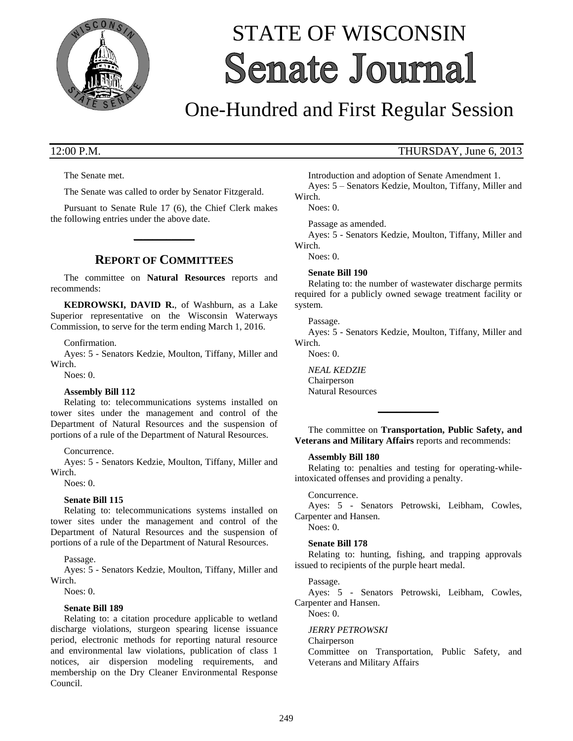# STATE OF WISCONSIN Senate Journal

## One-Hundred and First Regular Session

12:00 P.M. THURSDAY, June 6, 2013

The Senate met.

The Senate was called to order by Senator Fitzgerald.

Pursuant to Senate Rule 17 (6), the Chief Clerk makes the following entries under the above date.

## REPORT OF COMMITTEES

The committee on **Natural Resources** reports and recommends:

**KEDROWSKI, DAVID R.**, of Washburn, as a Lake Superior representative on the Wisconsin Waterways Commission, to serve for the term ending March 1, 2016.

Confirmation.

Ayes: 5 - Senators Kedzie, Moulton, Tiffany, Miller and Wirch.

Noes: 0.

**Assembly Bill 112**

Relating to: telecommunications systems installed on tower sites under the management and control of the Department of Natural Resources and the suspension of portions of a rule of the Department of Natural Resources.

Concurrence.

Ayes: 5 - Senators Kedzie, Moulton, Tiffany, Miller and Wirch.

Noes: 0.

**Senate Bill 115**

Relating to: telecommunications systems installed on tower sites under the management and control of the Department of Natural Resources and the suspension of portions of a rule of the Department of Natural Resources.

Passage.

Ayes: 5 - Senators Kedzie, Moulton, Tiffany, Miller and Wirch.

Noes: 0.

**Senate Bill 189**

Relating to: a citation procedure applicable to wetland discharge violations, sturgeon spearing license issuance period, electronic methods for reporting natural resource and environmental law violations, publication of class 1 notices, air dispersion modeling requirements, and membership on the Dry Cleaner Environmental Response Council.

Introduction and adoption of Senate Amendment 1.

Ayes: 5 – Senators Kedzie, Moulton, Tiffany, Miller and Wirch.

Noes: 0.

Passage as amended.

Ayes: 5 - Senators Kedzie, Moulton, Tiffany, Miller and Wirch.

Noes: 0.

**Senate Bill 190**

Relating to: the number of wastewater discharge permits required for a publicly owned sewage treatment facility or system.

Passage.

Ayes: 5 - Senators Kedzie, Moulton, Tiffany, Miller and Wirch.

Noes: 0.

*NEAL KEDZIE*
Chairperson
Natural Resources

The committee on **Transportation, Public Safety, and Veterans and Military Affairs** reports and recommends:

**Assembly Bill 180**

Relating to: penalties and testing for operating-while-intoxicated offenses and providing a penalty.

Concurrence.

Ayes: 5 - Senators Petrowski, Leibham, Cowles, Carpenter and Hansen.

Noes: 0.

**Senate Bill 178**

Relating to: hunting, fishing, and trapping approvals issued to recipients of the purple heart medal.

Passage.

Ayes: 5 - Senators Petrowski, Leibham, Cowles, Carpenter and Hansen.

Noes: 0.

*JERRY PETROWSKI*
Chairperson
Committee on Transportation, Public Safety, and Veterans and Military Affairs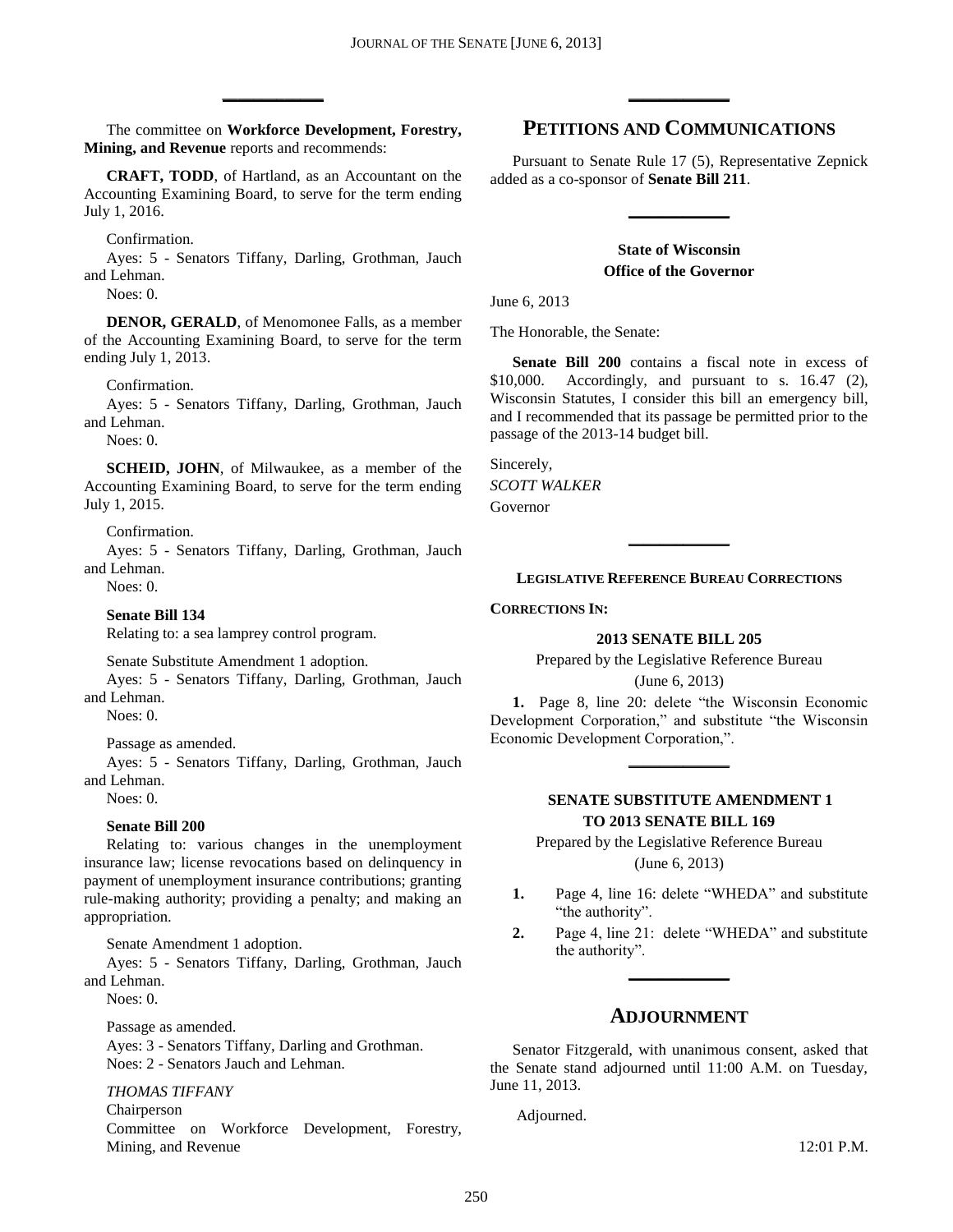The committee on **Workforce Development, Forestry, Mining, and Revenue** reports and recommends:

**CRAFT, TODD**, of Hartland, as an Accountant on the Accounting Examining Board, to serve for the term ending July 1, 2016.

Confirmation.

Ayes: 5 - Senators Tiffany, Darling, Grothman, Jauch and Lehman.

Noes: 0.

**DENOR, GERALD**, of Menomonee Falls, as a member of the Accounting Examining Board, to serve for the term ending July 1, 2013.

Confirmation.

Ayes: 5 - Senators Tiffany, Darling, Grothman, Jauch and Lehman.

Noes: 0.

**SCHEID, JOHN**, of Milwaukee, as a member of the Accounting Examining Board, to serve for the term ending July 1, 2015.

Confirmation.

Ayes: 5 - Senators Tiffany, Darling, Grothman, Jauch and Lehman.

Noes: 0.

**Senate Bill 134**

Relating to: a sea lamprey control program.

Senate Substitute Amendment 1 adoption.

Ayes: 5 - Senators Tiffany, Darling, Grothman, Jauch and Lehman.

Noes: 0.

Passage as amended.

Ayes: 5 - Senators Tiffany, Darling, Grothman, Jauch and Lehman.

Noes: 0.

**Senate Bill 200**

Relating to: various changes in the unemployment insurance law; license revocations based on delinquency in payment of unemployment insurance contributions; granting rule-making authority; providing a penalty; and making an appropriation.

Senate Amendment 1 adoption.

Ayes: 5 - Senators Tiffany, Darling, Grothman, Jauch and Lehman.

Noes: 0.

Passage as amended.

Ayes: 3 - Senators Tiffany, Darling and Grothman.

Noes: 2 - Senators Jauch and Lehman.

*THOMAS TIFFANY*
Chairperson
Committee on Workforce Development, Forestry, Mining, and Revenue

## PETITIONS AND COMMUNICATIONS

Pursuant to Senate Rule 17 (5), Representative Zepnick added as a co-sponsor of **Senate Bill 211**.

**State of Wisconsin**
**Office of the Governor**

June 6, 2013

The Honorable, the Senate:

**Senate Bill 200** contains a fiscal note in excess of $10,000. Accordingly, and pursuant to s. 16.47 (2), Wisconsin Statutes, I consider this bill an emergency bill, and I recommended that its passage be permitted prior to the passage of the 2013-14 budget bill.

Sincerely,
*SCOTT WALKER*
Governor

### LEGISLATIVE REFERENCE BUREAU CORRECTIONS

**CORRECTIONS IN:**

**2013 SENATE BILL 205**

Prepared by the Legislative Reference Bureau
(June 6, 2013)

**1.** Page 8, line 20: delete "the Wisconsin Economic Development Corporation," and substitute "the Wisconsin Economic Development Corporation,".

**SENATE SUBSTITUTE AMENDMENT 1**
**TO 2013 SENATE BILL 169**

Prepared by the Legislative Reference Bureau
(June 6, 2013)

**1.** Page 4, line 16: delete "WHEDA" and substitute "the authority".

**2.** Page 4, line 21: delete "WHEDA" and substitute the authority".

## ADJOURNMENT

Senator Fitzgerald, with unanimous consent, asked that the Senate stand adjourned until 11:00 A.M. on Tuesday, June 11, 2013.

Adjourned.

12:01 P.M.